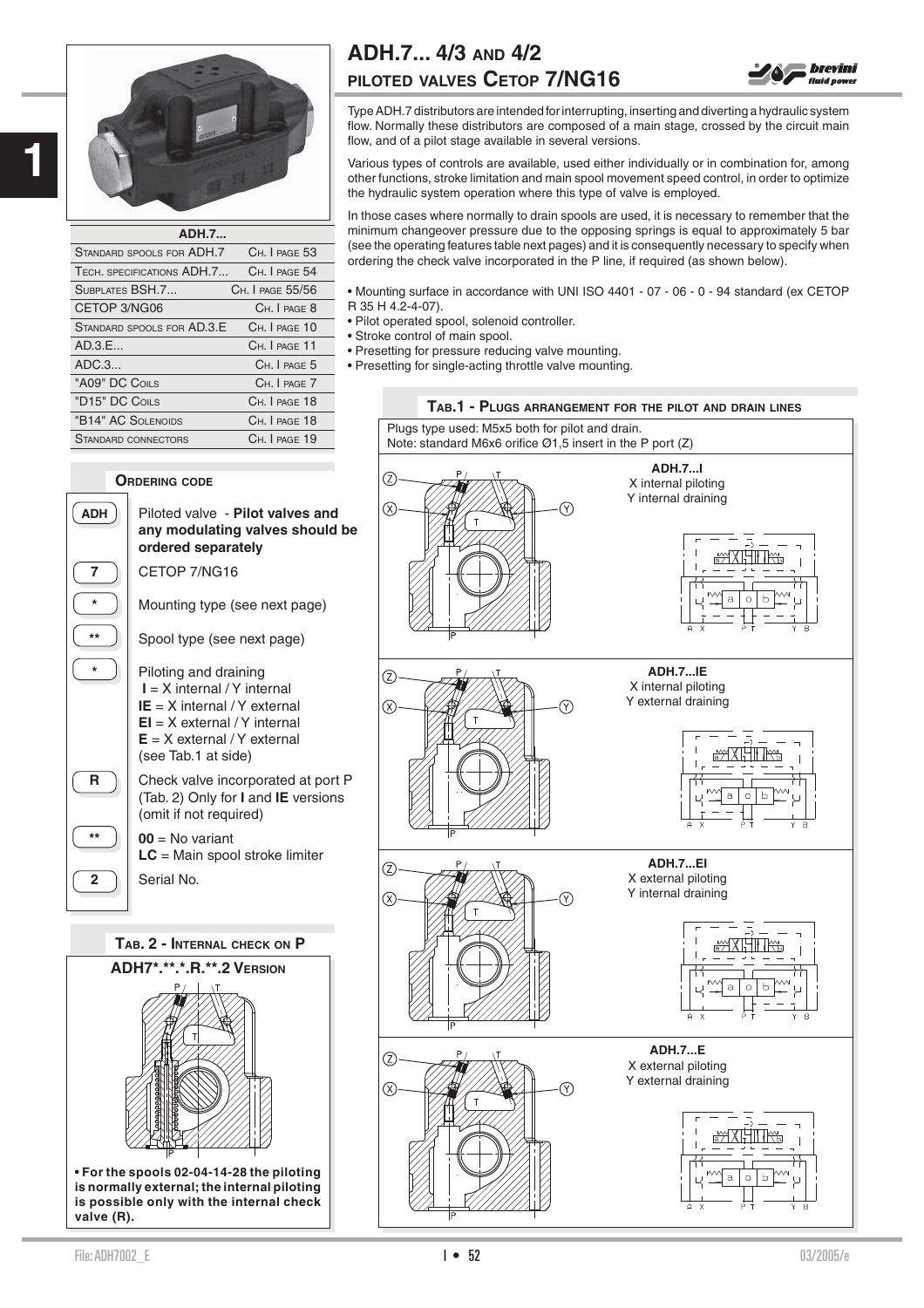# ADH.7... 4/3 and 4/2 piloted valves Cetop 7/NG16

| ADH.7... | |
|---|---|
| Standard spools for ADH.7 | Ch. I page 53 |
| Tech. specifications ADH.7... | Ch. I page 54 |
| Subplates BSH.7... | Ch. I page 55/56 |
| CETOP 3/NG06 | Ch. I page 8 |
| Standard spools for AD.3.E | Ch. I page 10 |
| AD.3.E... | Ch. I page 11 |
| ADC.3... | Ch. I page 5 |
| "A09" DC Coils | Ch. I page 7 |
| "D15" DC Coils | Ch. I page 18 |
| "B14" AC Solenoids | Ch. I page 18 |
| Standard connectors | Ch. I page 19 |

Type ADH.7 distributors are intended for interrupting, inserting and diverting a hydraulic system flow. Normally these distributors are composed of a main stage, crossed by the circuit main flow, and of a pilot stage available in several versions.

Various types of controls are available, used either individually or in combination for, among other functions, stroke limitation and main spool movement speed control, in order to optimize the hydraulic system operation where this type of valve is employed.

In those cases where normally to drain spools are used, it is necessary to remember that the minimum changeover pressure due to the opposing springs is equal to approximately 5 bar (see the operating features table next pages) and it is consequently necessary to specify when ordering the check valve incorporated in the P line, if required (as shown below).

- Mounting surface in accordance with UNI ISO 4401 - 07 - 06 - 0 - 94 standard (ex CETOP R 35 H 4.2-4-07).
- Pilot operated spool, solenoid controller.
- Stroke control of main spool.
- Presetting for pressure reducing valve mounting.
- Presetting for single-acting throttle valve mounting.

## Ordering code

| Code | Description |
|---|---|
| ADH | Piloted valve - **Pilot valves and any modulating valves should be ordered separately** |
| 7 | CETOP 7/NG16 |
| * | Mounting type (see next page) |
| ** | Spool type (see next page) |
| * | Piloting and draining<br>**I** = X internal / Y internal<br>**IE** = X internal / Y external<br>**EI** = X external / Y internal<br>**E** = X external / Y external<br>(see Tab.1 at side) |
| R | Check valve incorporated at port P (Tab. 2) Only for **I** and **IE** versions (omit if not required) |
| ** | **00** = No variant<br>**LC** = Main spool stroke limiter |
| 2 | Serial No. |

## Tab. 2 - Internal check on P

**ADH7*.**.*.R.**.2 Version**

**• For the spools 02-04-14-28 the piloting is normally external; the internal piloting is possible only with the internal check valve (R).**

## Tab.1 - Plugs arrangement for the pilot and drain lines

Plugs type used: M5x5 both for pilot and drain.
Note: standard M6x6 orifice Ø1,5 insert in the P port (Z)

**ADH.7...I**
X internal piloting
Y internal draining

**ADH.7...IE**
X internal piloting
Y external draining

**ADH.7...EI**
X external piloting
Y internal draining

**ADH.7...E**
X external piloting
Y external draining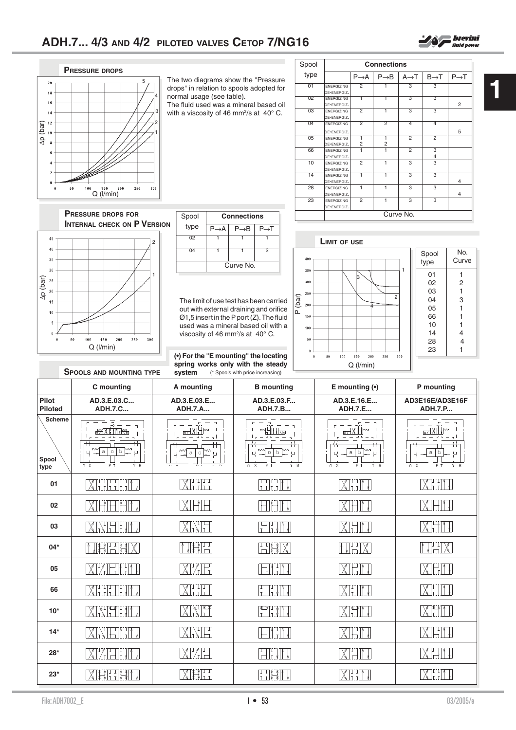# ADH.7... 4/3 AND 4/2 PILOTED VALVES CETOP 7/NG16

## PRESSURE DROPS

The two diagrams show the "Pressure drops" in relation to spools adopted for normal usage (see table).
The fluid used was a mineral based oil with a viscosity of 46 mm²/s at 40° C.

| Spool type | | P→A | P→B | A→T | B→T | P→T |
|---|---|---|---|---|---|---|
| 01 | ENERGIZING | 2 | 1 | 3 | 3 | |
| | DE-ENERGIZ. | | | | | |
| 02 | ENERGIZING | 1 | 1 | 3 | 3 | |
| | DE-ENERGIZ. | | | | | 2 |
| 03 | ENERGIZING | 2 | 1 | 3 | 3 | |
| | DE-ENERGIZ. | | | | | |
| 04 | ENERGIZING | 2 | 2 | 4 | 4 | |
| | DE-ENERGIZ. | | | | | 5 |
| 05 | ENERGIZING | 1 | 1 | 2 | 2 | |
| | DE-ENERGIZ. | 2 | 2 | | | |
| 66 | ENERGIZING | 1 | 1 | 2 | 3 | |
| | DE-ENERGIZ. | | | | 4 | |
| 10 | ENERGIZING | 2 | 1 | 3 | 3 | |
| | DE-ENERGIZ. | | | | | |
| 14 | ENERGIZING | 1 | 1 | 3 | 3 | |
| | DE-ENERGIZ. | | | | | 4 |
| 28 | ENERGIZING | 1 | 1 | 3 | 3 | |
| | DE-ENERGIZ. | | | | | 4 |
| 23 | ENERGIZING | 2 | 1 | 3 | 3 | |
| | DE-ENERGIZ. | | | | | |
| | | Curve No. | | | | |

## PRESSURE DROPS FOR INTERNAL CHECK ON P VERSION

| Spool type | P→A | P→B | P→T |
|---|---|---|---|
| 02 | 1 | 1 | 1 |
| 04 | 1 | 1 | 2 |
| | Curve No. | | |

## LIMIT OF USE

The limit of use test has been carried out with external draining and orifice Ø1,5 insert in the P port (Z). The fluid used was a mineral based oil with a viscosity of 46 mm²/s at 40° C.

| Spool type | No. Curve |
|---|---|
| 01 | 1 |
| 02 | 2 |
| 03 | 1 |
| 04 | 3 |
| 05 | 1 |
| 66 | 1 |
| 10 | 1 |
| 14 | 4 |
| 28 | 4 |
| 23 | 1 |

## SPOOLS AND MOUNTING TYPE

(•) For the "E mounting" the locating spring works only with the steady system (* Spools with price increasing)

| | C mounting | A mounting | B mounting | E mounting (•) | P mounting |
|---|---|---|---|---|---|
| Pilot Piloted | AD.3.E.03.C... ADH.7.C... | AD.3.E.03.E... ADH.7.A... | AD.3.E.03.F... ADH.7.B... | AD.3.E.16.E... ADH.7.E... | AD3E16E/AD3E16F ADH.7.P... |
| Scheme / Spool type | | | | | |
| 01 | | | | | |
| 02 | | | | | |
| 03 | | | | | |
| 04* | | | | | |
| 05 | | | | | |
| 66 | | | | | |
| 10* | | | | | |
| 14* | | | | | |
| 28* | | | | | |
| 23* | | | | | |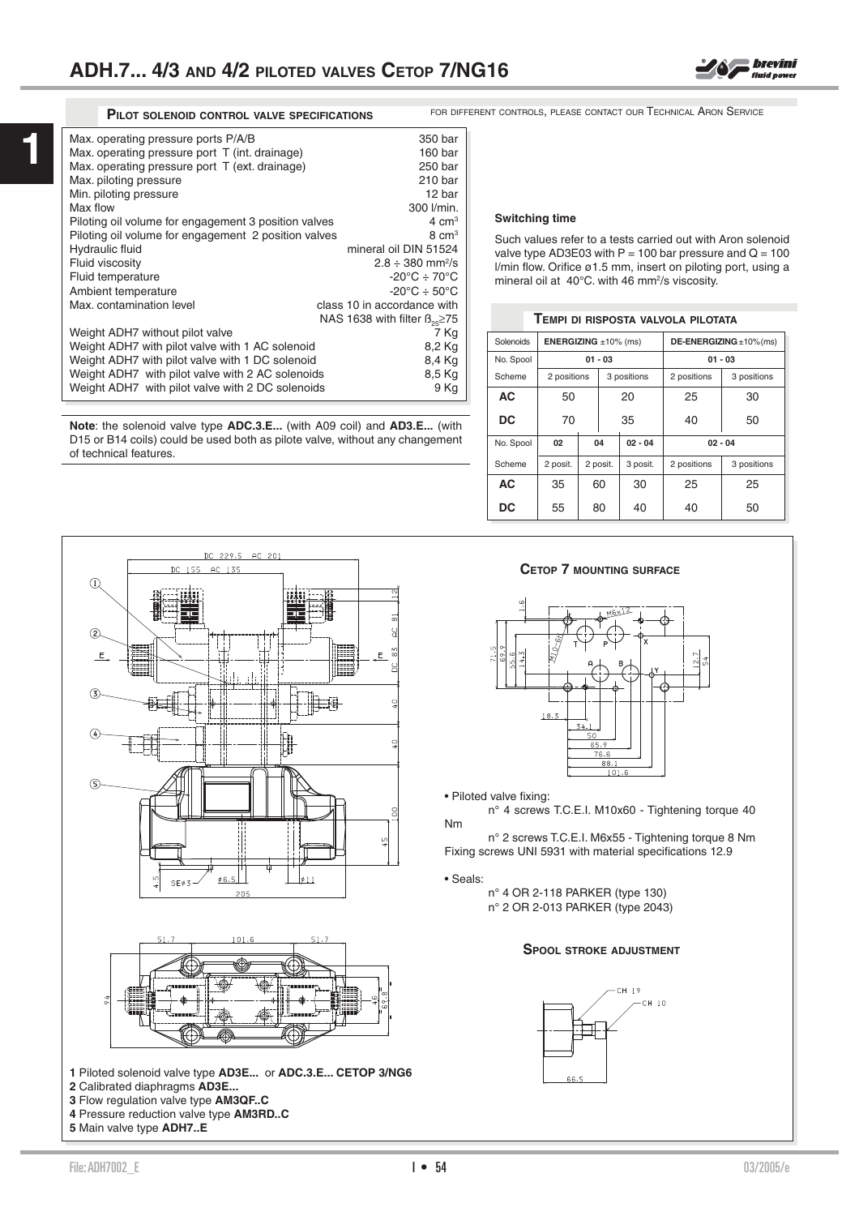# ADH.7... 4/3 AND 4/2 PILOTED VALVES CETOP 7/NG16

## PILOT SOLENOID CONTROL VALVE SPECIFICATIONS

FOR DIFFERENT CONTROLS, PLEASE CONTACT OUR TECHNICAL ARON SERVICE

| | |
|---|---|
| Max. operating pressure ports P/A/B | 350 bar |
| Max. operating pressure port T (int. drainage) | 160 bar |
| Max. operating pressure port T (ext. drainage) | 250 bar |
| Max. piloting pressure | 210 bar |
| Min. piloting pressure | 12 bar |
| Max flow | 300 l/min. |
| Piloting oil volume for engagement 3 position valves | 4 $cm^3$ |
| Piloting oil volume for engagement 2 position valves | 8 $cm^3$ |
| Hydraulic fluid | mineral oil DIN 51524 |
| Fluid viscosity | 2.8 ÷ 380 $mm^2/s$ |
| Fluid temperature | -20°C ÷ 70°C |
| Ambient temperature | -20°C ÷ 50°C |
| Max. contamination level | class 10 in accordance with NAS 1638 with filter $\beta_{25}\geq75$ |
| Weight ADH7 without pilot valve | 7 Kg |
| Weight ADH7 with pilot valve with 1 AC solenoid | 8,2 Kg |
| Weight ADH7 with pilot valve with 1 DC solenoid | 8,4 Kg |
| Weight ADH7 with pilot valve with 2 AC solenoids | 8,5 Kg |
| Weight ADH7 with pilot valve with 2 DC solenoids | 9 Kg |

**Note**: the solenoid valve type **ADC.3.E...** (with A09 coil) and **AD3.E...** (with D15 or B14 coils) could be used both as pilot valve, without any changement of technical features.

**Switching time**

Such values refer to a tests carried out with Aron solenoid valve type AD3E03 with P = 100 bar pressure and Q = 100 l/min flow. Orifice ø1.5 mm, insert on piloting port, using a mineral oil at 40°C. with 46 $mm^2/s$ viscosity.

### TEMPI DI RISPOSTA VALVOLA PILOTATA

| Solenoids | ENERGIZING ±10% (ms) | | | DE-ENERGIZING ±10%(ms) | |
|---|---|---|---|---|---|
| No. Spool | 01 - 03 | | | 01 - 03 | |
| Scheme | 2 positions | | 3 positions | 2 positions | 3 positions |
| **AC** | 50 | | 20 | 25 | 30 |
| **DC** | 70 | | 35 | 40 | 50 |
| No. Spool | 02 | 04 | 02 - 04 | 02 - 04 | |
| Scheme | 2 posit. | 2 posit. | 3 posit. | 2 positions | 3 positions |
| **AC** | 35 | 60 | 30 | 25 | 25 |
| **DC** | 55 | 80 | 40 | 40 | 50 |

### CETOP 7 MOUNTING SURFACE

• Piloted valve fixing:
n° 4 screws T.C.E.I. M10x60 - Tightening torque 40 Nm
n° 2 screws T.C.E.I. M6x55 - Tightening torque 8 Nm
Fixing screws UNI 5931 with material specifications 12.9

• Seals:
n° 4 OR 2-118 PARKER (type 130)
n° 2 OR 2-013 PARKER (type 2043)

### SPOOL STROKE ADJUSTMENT

**1** Piloted solenoid valve type **AD3E...** or **ADC.3.E... CETOP 3/NG6**
**2** Calibrated diaphragms **AD3E...**
**3** Flow regulation valve type **AM3QF..C**
**4** Pressure reduction valve type **AM3RD..C**
**5** Main valve type **ADH7..E**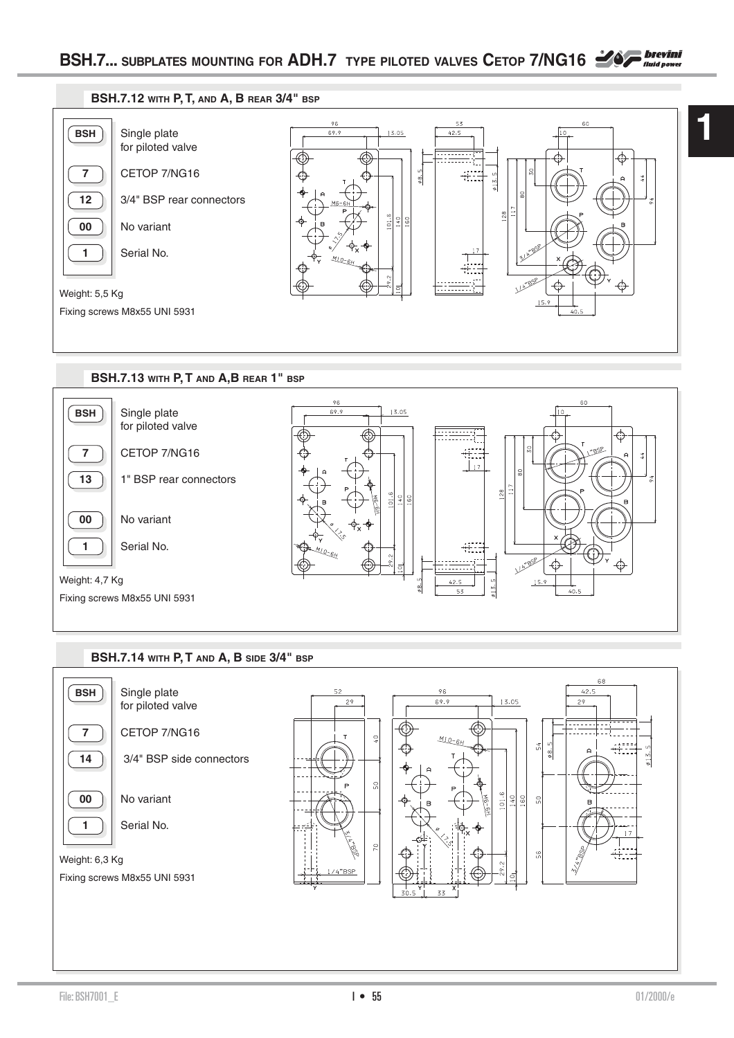# BSH.7... SUBPLATES MOUNTING FOR ADH.7 TYPE PILOTED VALVES CETOP 7/NG16

## BSH.7.12 WITH P, T, AND A, B REAR 3/4" BSP

| Code | Description |
|---|---|
| BSH | Single plate for piloted valve |
| 7 | CETOP 7/NG16 |
| 12 | 3/4" BSP rear connectors |
| 00 | No variant |
| 1 | Serial No. |

Weight: 5,5 Kg

Fixing screws M8x55 UNI 5931

## BSH.7.13 WITH P, T AND A,B REAR 1" BSP

| Code | Description |
|---|---|
| BSH | Single plate for piloted valve |
| 7 | CETOP 7/NG16 |
| 13 | 1" BSP rear connectors |
| 00 | No variant |
| 1 | Serial No. |

Weight: 4,7 Kg

Fixing screws M8x55 UNI 5931

## BSH.7.14 WITH P, T AND A, B SIDE 3/4" BSP

| Code | Description |
|---|---|
| BSH | Single plate for piloted valve |
| 7 | CETOP 7/NG16 |
| 14 | 3/4" BSP side connectors |
| 00 | No variant |
| 1 | Serial No. |

Weight: 6,3 Kg

Fixing screws M8x55 UNI 5931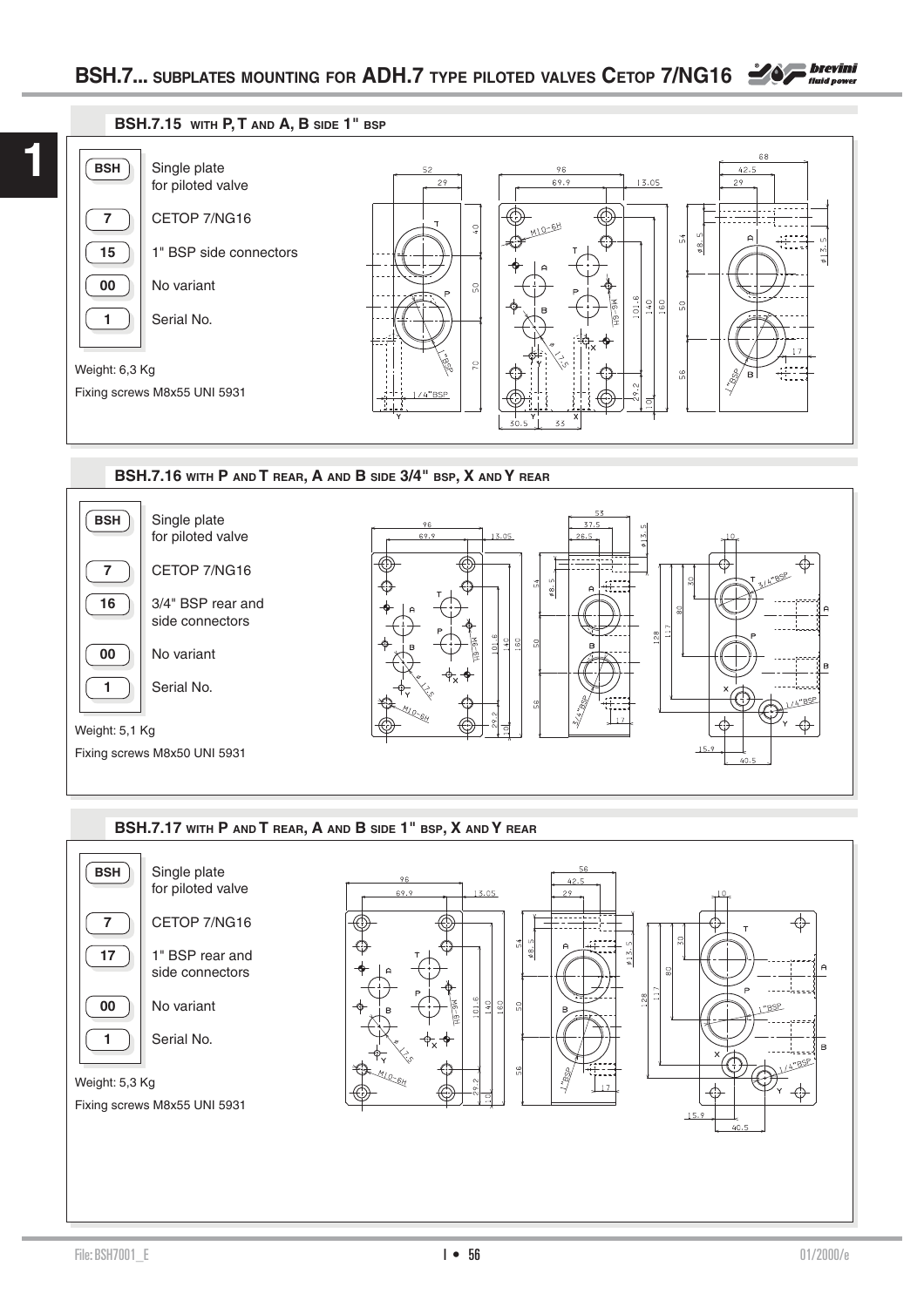# BSH.7... SUBPLATES MOUNTING FOR ADH.7 TYPE PILOTED VALVES CETOP 7/NG16

## BSH.7.15 WITH P, T AND A, B SIDE 1" BSP

| | |
|---|---|
| BSH | Single plate for piloted valve |
| 7 | CETOP 7/NG16 |
| 15 | 1" BSP side connectors |
| 00 | No variant |
| 1 | Serial No. |

Weight: 6,3 Kg

Fixing screws M8x55 UNI 5931

## BSH.7.16 WITH P AND T REAR, A AND B SIDE 3/4" BSP, X AND Y REAR

| | |
|---|---|
| BSH | Single plate for piloted valve |
| 7 | CETOP 7/NG16 |
| 16 | 3/4" BSP rear and side connectors |
| 00 | No variant |
| 1 | Serial No. |

Weight: 5,1 Kg

Fixing screws M8x50 UNI 5931

## BSH.7.17 WITH P AND T REAR, A AND B SIDE 1" BSP, X AND Y REAR

| | |
|---|---|
| BSH | Single plate for piloted valve |
| 7 | CETOP 7/NG16 |
| 17 | 1" BSP rear and side connectors |
| 00 | No variant |
| 1 | Serial No. |

Weight: 5,3 Kg

Fixing screws M8x55 UNI 5931